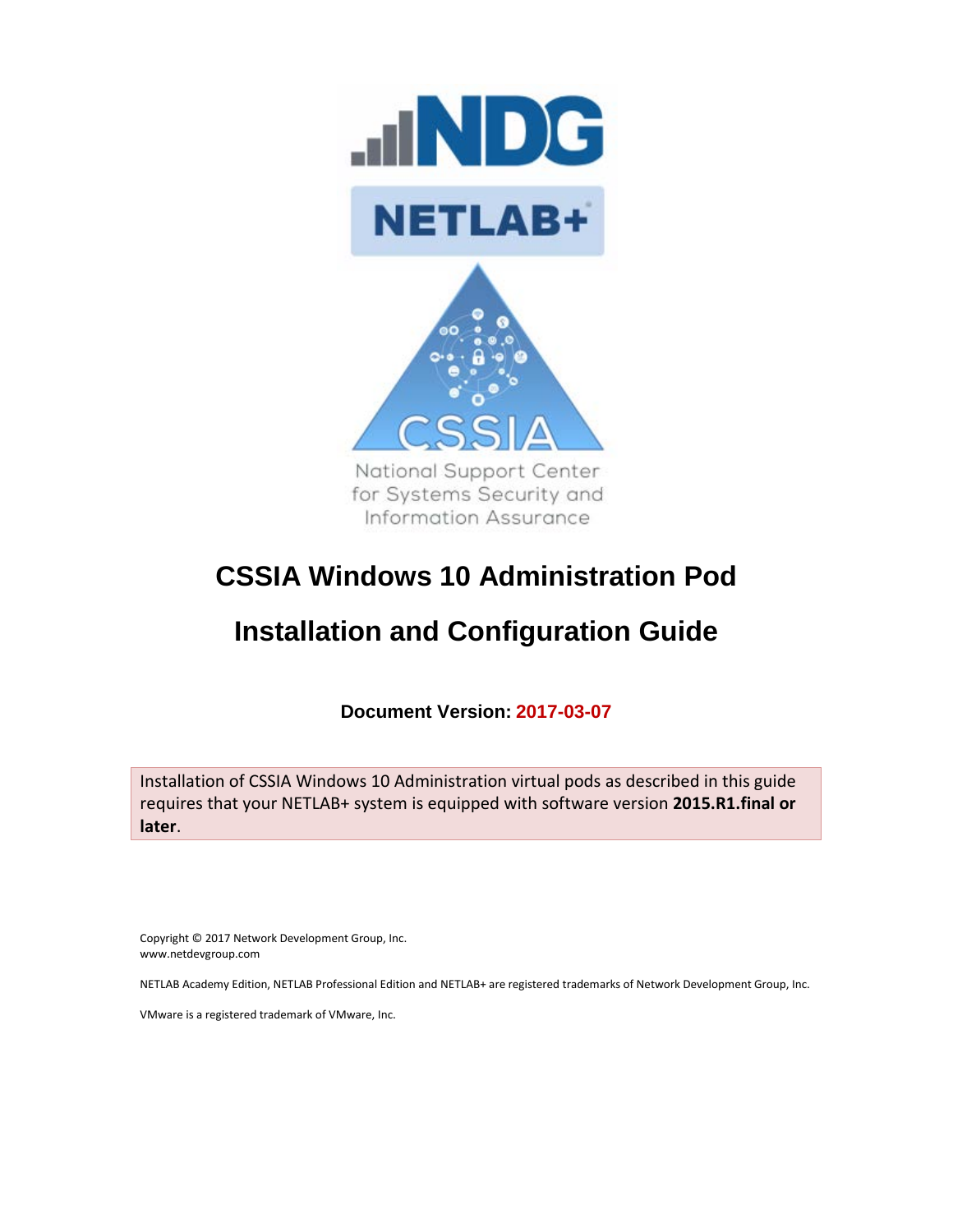# CSSIA Windows 10 Administration Pod

# Installation and Configuration Guide

**Document Version: 2017-03-07**

Installation of CSSIA Windows 10 Administration virtual pods as described in this guide requires that your NETLAB+ system is equipped with software version **2015.R1.final or later**.

Copyright © 2017 Network Development Group, Inc.
www.netdevgroup.com

NETLAB Academy Edition, NETLAB Professional Edition and NETLAB+ are registered trademarks of Network Development Group, Inc.

VMware is a registered trademark of VMware, Inc.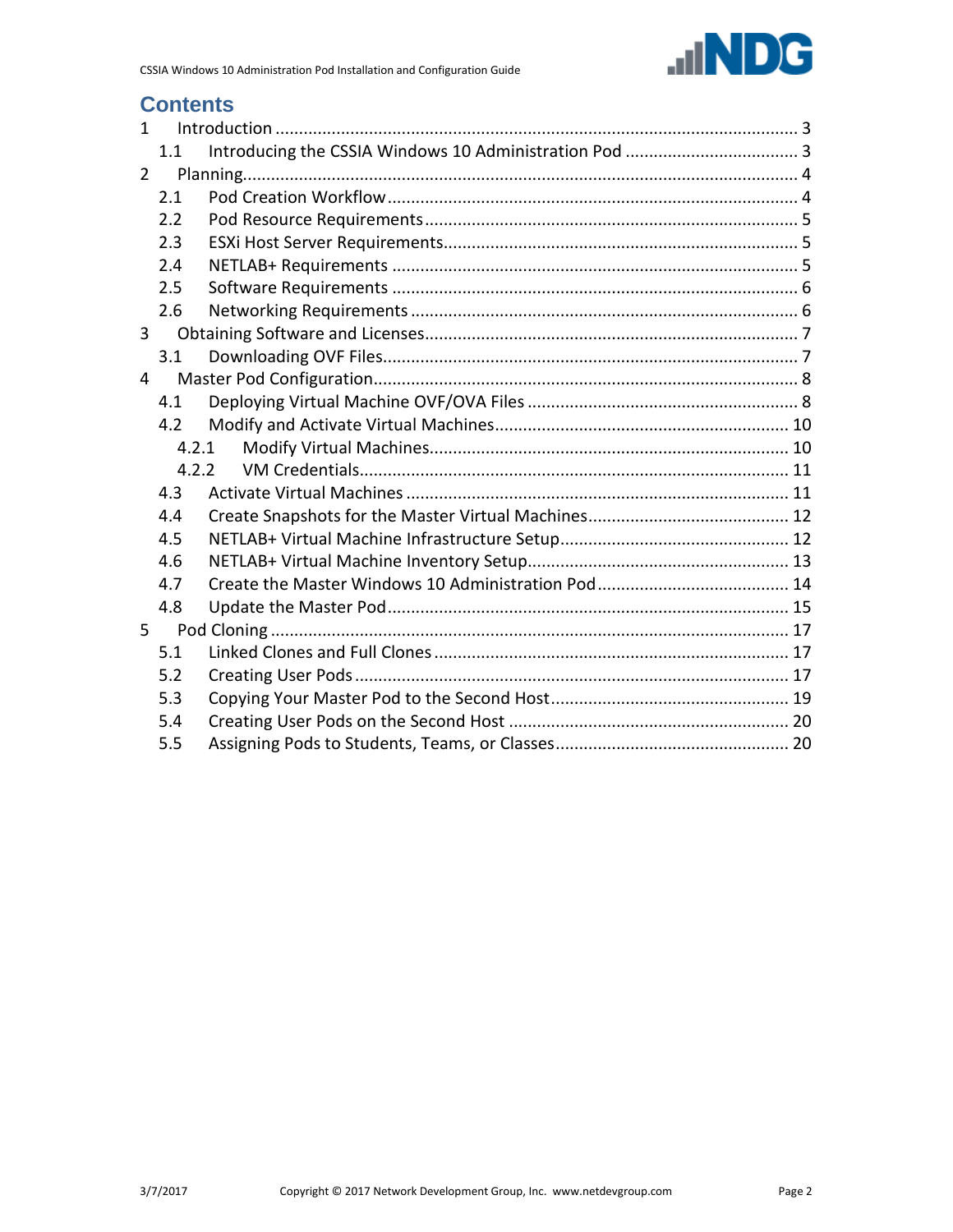# Contents

1 Introduction ... 3
   1.1 Introducing the CSSIA Windows 10 Administration Pod ... 3
2 Planning ... 4
   2.1 Pod Creation Workflow ... 4
   2.2 Pod Resource Requirements ... 5
   2.3 ESXi Host Server Requirements ... 5
   2.4 NETLAB+ Requirements ... 5
   2.5 Software Requirements ... 6
   2.6 Networking Requirements ... 6
3 Obtaining Software and Licenses ... 7
   3.1 Downloading OVF Files ... 7
4 Master Pod Configuration ... 8
   4.1 Deploying Virtual Machine OVF/OVA Files ... 8
   4.2 Modify and Activate Virtual Machines ... 10
      4.2.1 Modify Virtual Machines ... 10
      4.2.2 VM Credentials ... 11
   4.3 Activate Virtual Machines ... 11
   4.4 Create Snapshots for the Master Virtual Machines ... 12
   4.5 NETLAB+ Virtual Machine Infrastructure Setup ... 12
   4.6 NETLAB+ Virtual Machine Inventory Setup ... 13
   4.7 Create the Master Windows 10 Administration Pod ... 14
   4.8 Update the Master Pod ... 15
5 Pod Cloning ... 17
   5.1 Linked Clones and Full Clones ... 17
   5.2 Creating User Pods ... 17
   5.3 Copying Your Master Pod to the Second Host ... 19
   5.4 Creating User Pods on the Second Host ... 20
   5.5 Assigning Pods to Students, Teams, or Classes ... 20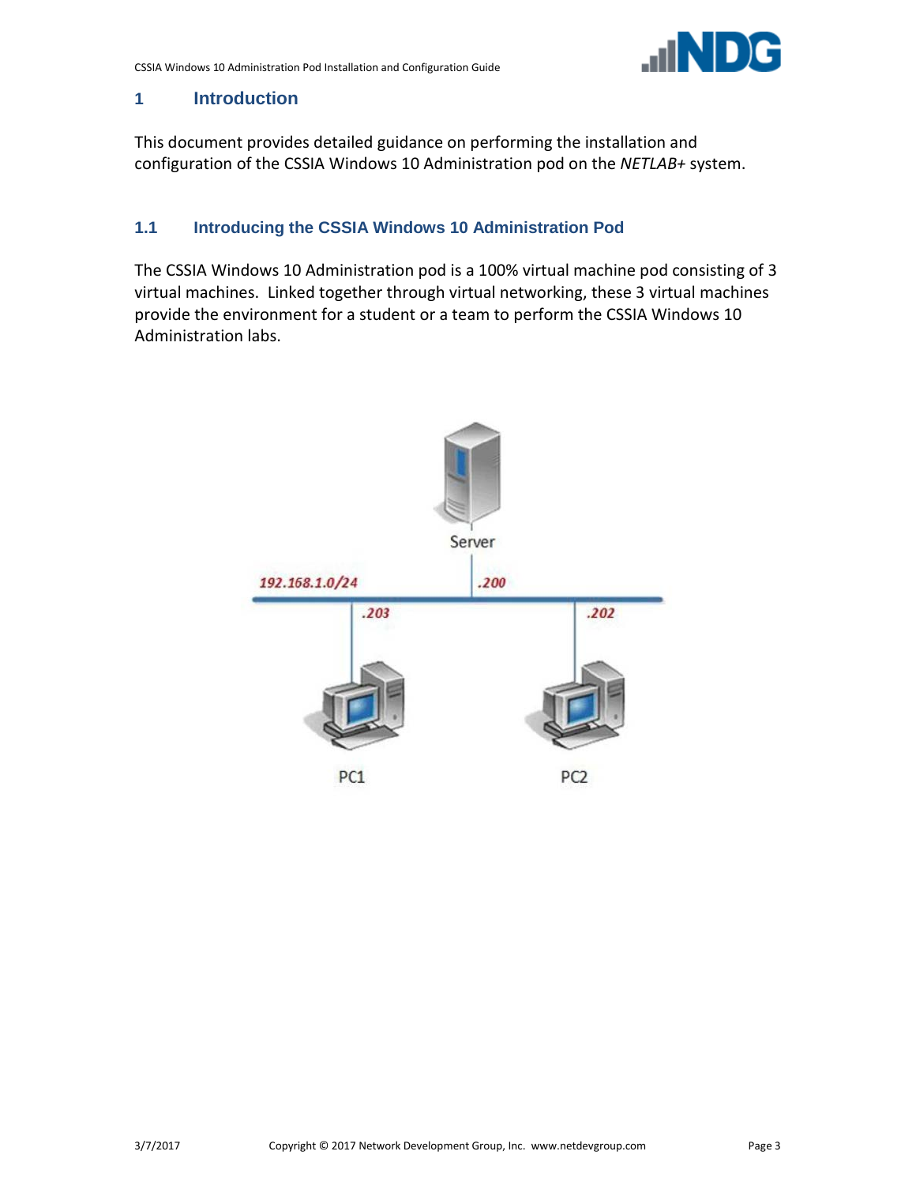# 1 Introduction

This document provides detailed guidance on performing the installation and configuration of the CSSIA Windows 10 Administration pod on the *NETLAB+* system.

## 1.1 Introducing the CSSIA Windows 10 Administration Pod

The CSSIA Windows 10 Administration pod is a 100% virtual machine pod consisting of 3 virtual machines. Linked together through virtual networking, these 3 virtual machines provide the environment for a student or a team to perform the CSSIA Windows 10 Administration labs.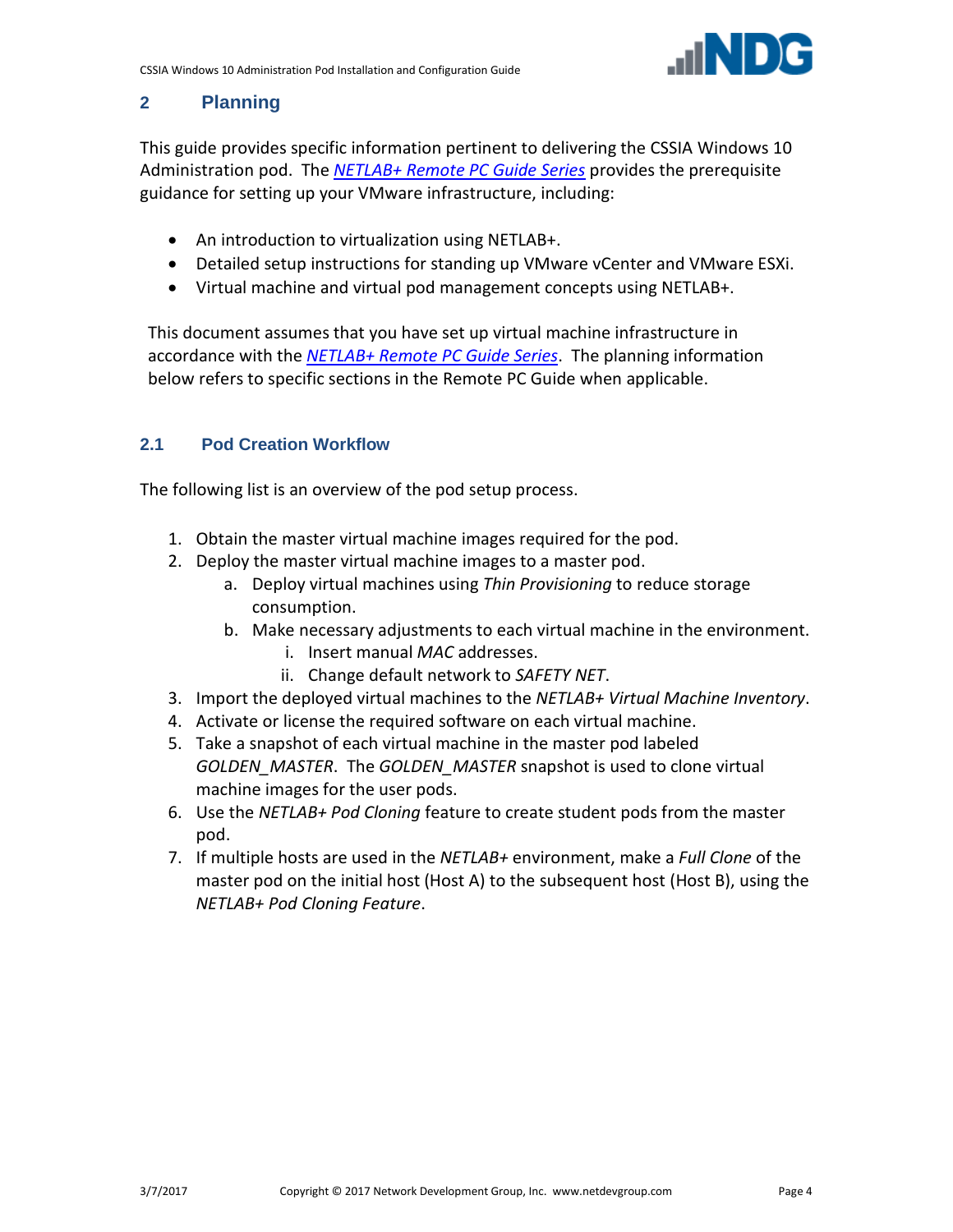# 2 Planning

This guide provides specific information pertinent to delivering the CSSIA Windows 10 Administration pod. The *NETLAB+ Remote PC Guide Series* provides the prerequisite guidance for setting up your VMware infrastructure, including:

- An introduction to virtualization using NETLAB+.
- Detailed setup instructions for standing up VMware vCenter and VMware ESXi.
- Virtual machine and virtual pod management concepts using NETLAB+.

This document assumes that you have set up virtual machine infrastructure in accordance with the *NETLAB+ Remote PC Guide Series*. The planning information below refers to specific sections in the Remote PC Guide when applicable.

## 2.1 Pod Creation Workflow

The following list is an overview of the pod setup process.

1. Obtain the master virtual machine images required for the pod.
2. Deploy the master virtual machine images to a master pod.
   a. Deploy virtual machines using *Thin Provisioning* to reduce storage consumption.
   b. Make necessary adjustments to each virtual machine in the environment.
      i. Insert manual *MAC* addresses.
      ii. Change default network to *SAFETY NET*.
3. Import the deployed virtual machines to the *NETLAB+ Virtual Machine Inventory*.
4. Activate or license the required software on each virtual machine.
5. Take a snapshot of each virtual machine in the master pod labeled *GOLDEN_MASTER*. The *GOLDEN_MASTER* snapshot is used to clone virtual machine images for the user pods.
6. Use the *NETLAB+ Pod Cloning* feature to create student pods from the master pod.
7. If multiple hosts are used in the *NETLAB+* environment, make a *Full Clone* of the master pod on the initial host (Host A) to the subsequent host (Host B), using the *NETLAB+ Pod Cloning Feature*.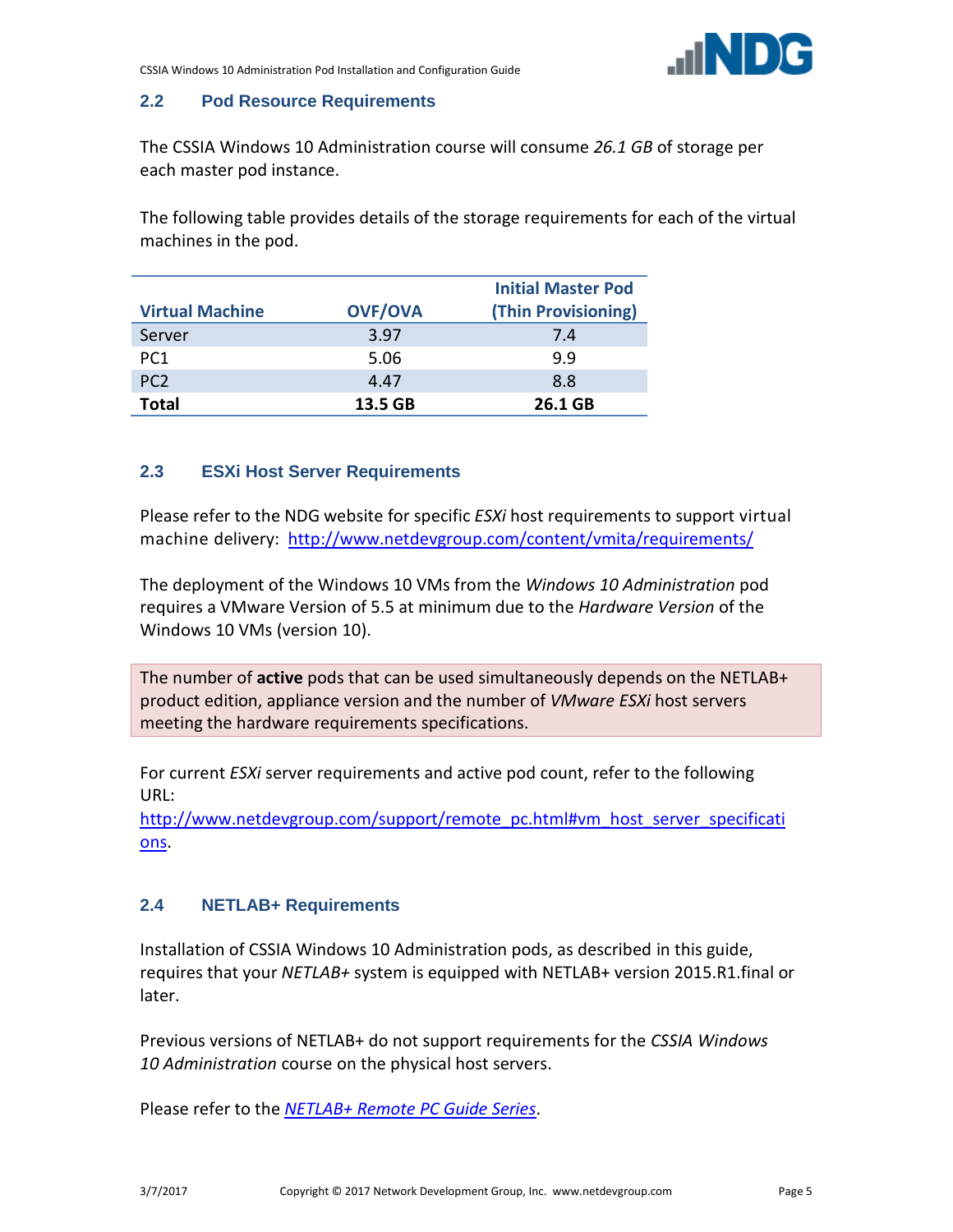## 2.2 Pod Resource Requirements

The CSSIA Windows 10 Administration course will consume *26.1 GB* of storage per each master pod instance.

The following table provides details of the storage requirements for each of the virtual machines in the pod.

| Virtual Machine | OVF/OVA | Initial Master Pod (Thin Provisioning) |
|---|---|---|
| Server | 3.97 | 7.4 |
| PC1 | 5.06 | 9.9 |
| PC2 | 4.47 | 8.8 |
| **Total** | **13.5 GB** | **26.1 GB** |

## 2.3 ESXi Host Server Requirements

Please refer to the NDG website for specific *ESXi* host requirements to support virtual machine delivery: [http://www.netdevgroup.com/content/vmita/requirements/](http://www.netdevgroup.com/content/vmita/requirements/)

The deployment of the Windows 10 VMs from the *Windows 10 Administration* pod requires a VMware Version of 5.5 at minimum due to the *Hardware Version* of the Windows 10 VMs (version 10).

> The number of **active** pods that can be used simultaneously depends on the NETLAB+ product edition, appliance version and the number of *VMware ESXi* host servers meeting the hardware requirements specifications.

For current *ESXi* server requirements and active pod count, refer to the following URL:
[http://www.netdevgroup.com/support/remote_pc.html#vm_host_server_specifications](http://www.netdevgroup.com/support/remote_pc.html#vm_host_server_specifications).

## 2.4 NETLAB+ Requirements

Installation of CSSIA Windows 10 Administration pods, as described in this guide, requires that your *NETLAB+* system is equipped with NETLAB+ version 2015.R1.final or later.

Previous versions of NETLAB+ do not support requirements for the *CSSIA Windows 10 Administration* course on the physical host servers.

Please refer to the *NETLAB+ Remote PC Guide Series*.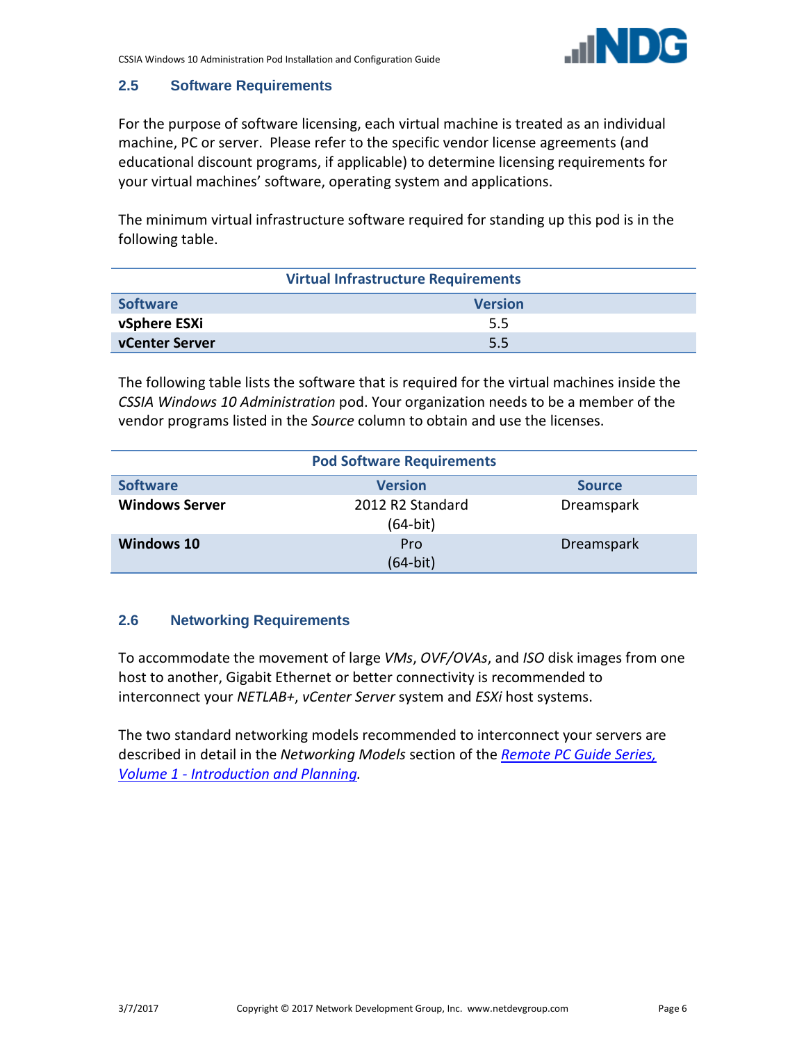## 2.5 Software Requirements

For the purpose of software licensing, each virtual machine is treated as an individual machine, PC or server. Please refer to the specific vendor license agreements (and educational discount programs, if applicable) to determine licensing requirements for your virtual machines' software, operating system and applications.

The minimum virtual infrastructure software required for standing up this pod is in the following table.

| Virtual Infrastructure Requirements | |
|---|---|
| **Software** | **Version** |
| **vSphere ESXi** | 5.5 |
| **vCenter Server** | 5.5 |

The following table lists the software that is required for the virtual machines inside the *CSSIA Windows 10 Administration* pod. Your organization needs to be a member of the vendor programs listed in the *Source* column to obtain and use the licenses.

| Pod Software Requirements | | |
|---|---|---|
| **Software** | **Version** | **Source** |
| **Windows Server** | 2012 R2 Standard (64-bit) | Dreamspark |
| **Windows 10** | Pro (64-bit) | Dreamspark |

## 2.6 Networking Requirements

To accommodate the movement of large *VMs*, *OVF/OVAs*, and *ISO* disk images from one host to another, Gigabit Ethernet or better connectivity is recommended to interconnect your *NETLAB+*, *vCenter Server* system and *ESXi* host systems.

The two standard networking models recommended to interconnect your servers are described in detail in the *Networking Models* section of the *Remote PC Guide Series, Volume 1 - Introduction and Planning*.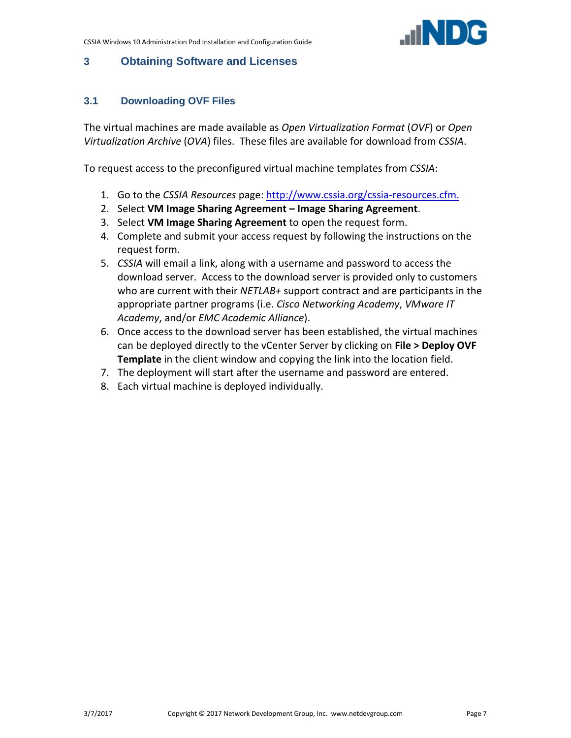# 3 Obtaining Software and Licenses

## 3.1 Downloading OVF Files

The virtual machines are made available as *Open Virtualization Format* (*OVF*) or *Open Virtualization Archive* (*OVA*) files. These files are available for download from *CSSIA*.

To request access to the preconfigured virtual machine templates from *CSSIA*:

1. Go to the *CSSIA Resources* page: [http://www.cssia.org/cssia-resources.cfm.](http://www.cssia.org/cssia-resources.cfm)
2. Select **VM Image Sharing Agreement – Image Sharing Agreement**.
3. Select **VM Image Sharing Agreement** to open the request form.
4. Complete and submit your access request by following the instructions on the request form.
5. *CSSIA* will email a link, along with a username and password to access the download server. Access to the download server is provided only to customers who are current with their *NETLAB+* support contract and are participants in the appropriate partner programs (i.e. *Cisco Networking Academy*, *VMware IT Academy*, and/or *EMC Academic Alliance*).
6. Once access to the download server has been established, the virtual machines can be deployed directly to the vCenter Server by clicking on **File > Deploy OVF Template** in the client window and copying the link into the location field.
7. The deployment will start after the username and password are entered.
8. Each virtual machine is deployed individually.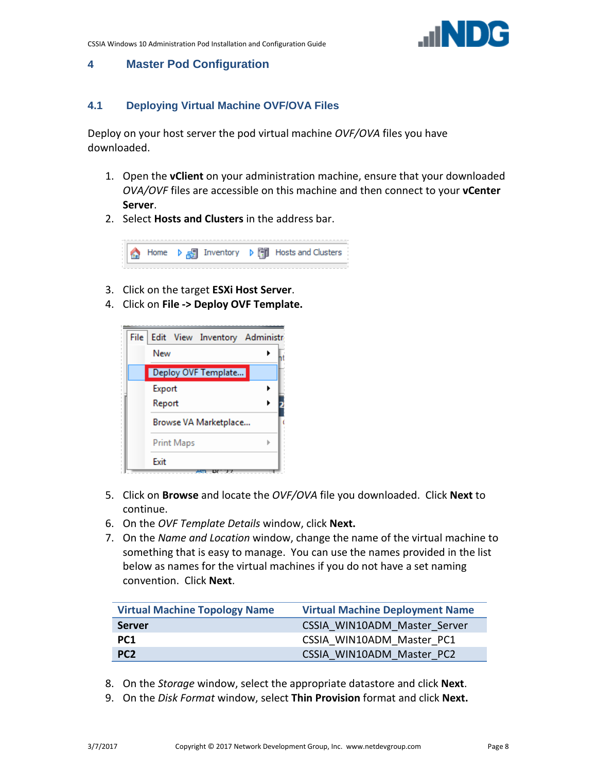# 4 Master Pod Configuration

## 4.1 Deploying Virtual Machine OVF/OVA Files

Deploy on your host server the pod virtual machine *OVF/OVA* files you have downloaded.

1. Open the **vClient** on your administration machine, ensure that your downloaded *OVA/OVF* files are accessible on this machine and then connect to your **vCenter Server**.
2. Select **Hosts and Clusters** in the address bar.
3. Click on the target **ESXi Host Server**.
4. Click on **File -> Deploy OVF Template.**
5. Click on **Browse** and locate the *OVF/OVA* file you downloaded. Click **Next** to continue.
6. On the *OVF Template Details* window, click **Next.**
7. On the *Name and Location* window, change the name of the virtual machine to something that is easy to manage. You can use the names provided in the list below as names for the virtual machines if you do not have a set naming convention. Click **Next**.

| Virtual Machine Topology Name | Virtual Machine Deployment Name |
|---|---|
| **Server** | CSSIA_WIN10ADM_Master_Server |
| **PC1** | CSSIA_WIN10ADM_Master_PC1 |
| **PC2** | CSSIA_WIN10ADM_Master_PC2 |

8. On the *Storage* window, select the appropriate datastore and click **Next**.
9. On the *Disk Format* window, select **Thin Provision** format and click **Next.**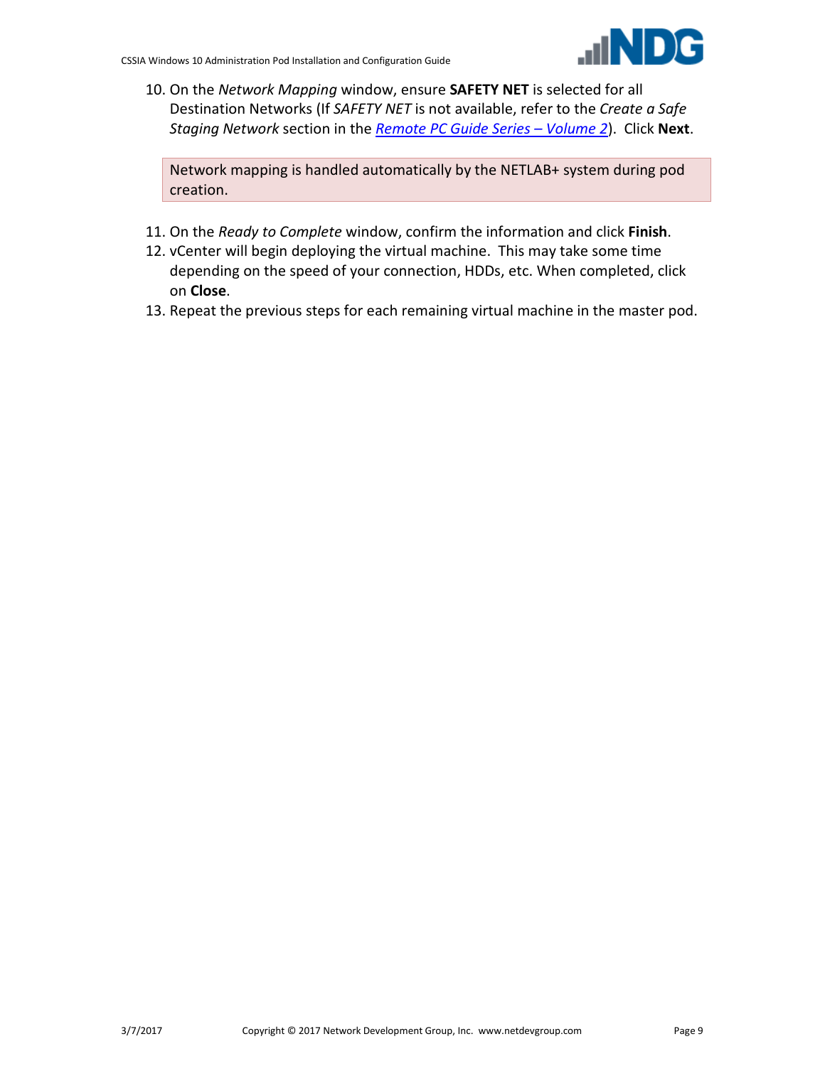10. On the *Network Mapping* window, ensure **SAFETY NET** is selected for all Destination Networks (If *SAFETY NET* is not available, refer to the *Create a Safe Staging Network* section in the [*Remote PC Guide Series – Volume 2*]). Click **Next**.

> Network mapping is handled automatically by the NETLAB+ system during pod creation.

11. On the *Ready to Complete* window, confirm the information and click **Finish**.
12. vCenter will begin deploying the virtual machine. This may take some time depending on the speed of your connection, HDDs, etc. When completed, click on **Close**.
13. Repeat the previous steps for each remaining virtual machine in the master pod.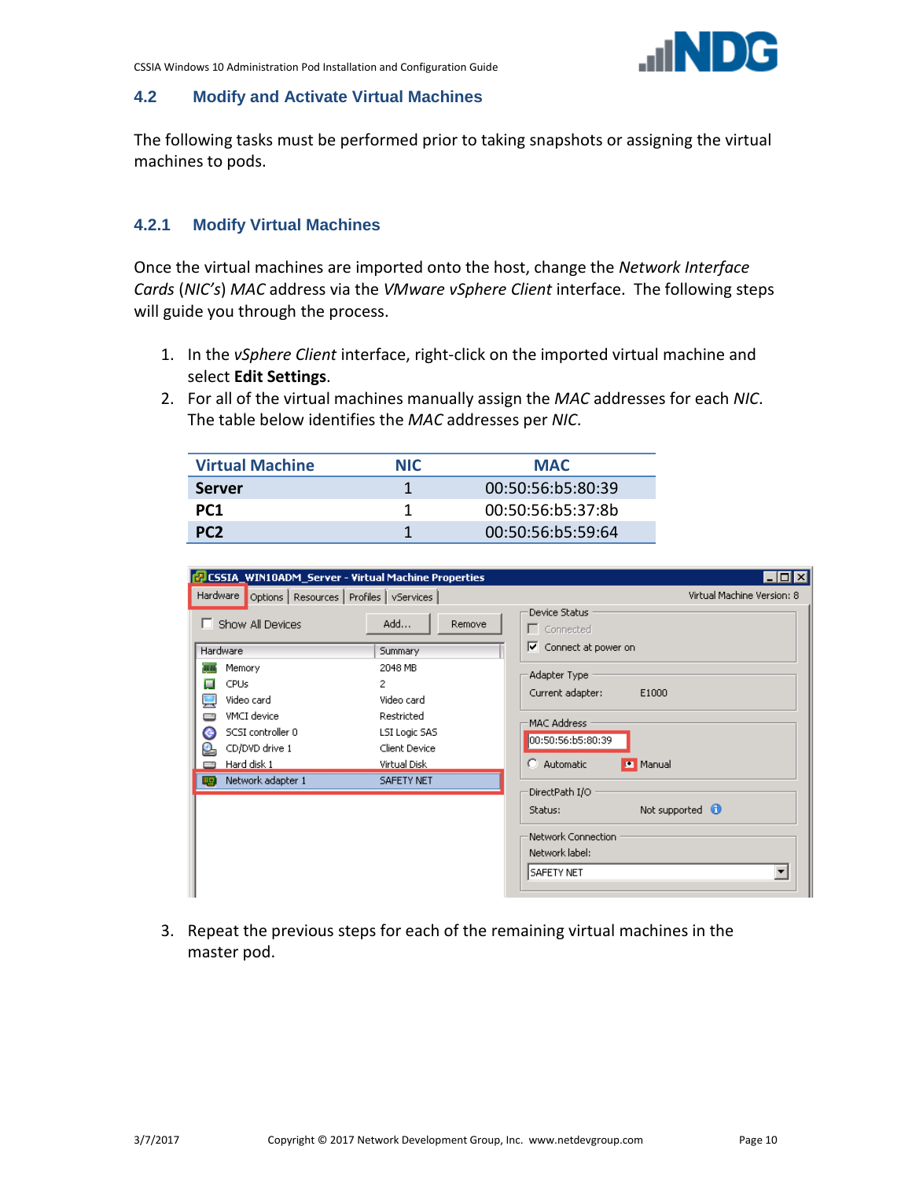## 4.2 Modify and Activate Virtual Machines

The following tasks must be performed prior to taking snapshots or assigning the virtual machines to pods.

### 4.2.1 Modify Virtual Machines

Once the virtual machines are imported onto the host, change the *Network Interface Cards* (*NIC's*) *MAC* address via the *VMware vSphere Client* interface. The following steps will guide you through the process.

1. In the *vSphere Client* interface, right-click on the imported virtual machine and select **Edit Settings**.
2. For all of the virtual machines manually assign the *MAC* addresses for each *NIC*. The table below identifies the *MAC* addresses per *NIC*.

| Virtual Machine | NIC | MAC |
|---|---|---|
| **Server** | 1 | 00:50:56:b5:80:39 |
| **PC1** | 1 | 00:50:56:b5:37:8b |
| **PC2** | 1 | 00:50:56:b5:59:64 |

3. Repeat the previous steps for each of the remaining virtual machines in the master pod.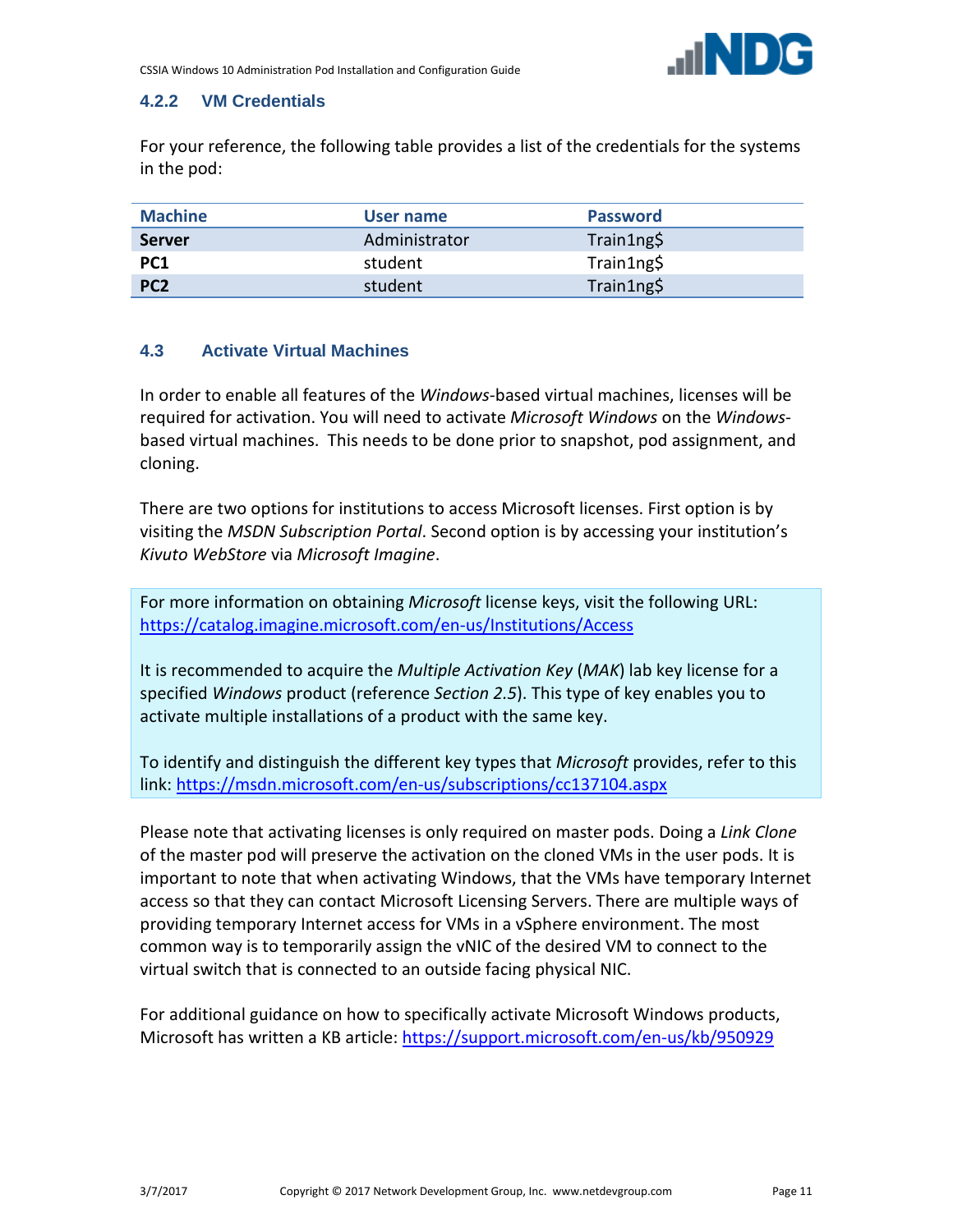### 4.2.2 VM Credentials

For your reference, the following table provides a list of the credentials for the systems in the pod:

| Machine | User name | Password |
|---|---|---|
| **Server** | Administrator | Train1ng$ |
| **PC1** | student | Train1ng$ |
| **PC2** | student | Train1ng$ |

## 4.3 Activate Virtual Machines

In order to enable all features of the *Windows*-based virtual machines, licenses will be required for activation. You will need to activate *Microsoft Windows* on the *Windows*-based virtual machines. This needs to be done prior to snapshot, pod assignment, and cloning.

There are two options for institutions to access Microsoft licenses. First option is by visiting the *MSDN Subscription Portal*. Second option is by accessing your institution's *Kivuto WebStore* via *Microsoft Imagine*.

For more information on obtaining *Microsoft* license keys, visit the following URL: https://catalog.imagine.microsoft.com/en-us/Institutions/Access

It is recommended to acquire the *Multiple Activation Key* (*MAK*) lab key license for a specified *Windows* product (reference *Section 2.5*). This type of key enables you to activate multiple installations of a product with the same key.

To identify and distinguish the different key types that *Microsoft* provides, refer to this link: https://msdn.microsoft.com/en-us/subscriptions/cc137104.aspx

Please note that activating licenses is only required on master pods. Doing a *Link Clone* of the master pod will preserve the activation on the cloned VMs in the user pods. It is important to note that when activating Windows, that the VMs have temporary Internet access so that they can contact Microsoft Licensing Servers. There are multiple ways of providing temporary Internet access for VMs in a vSphere environment. The most common way is to temporarily assign the vNIC of the desired VM to connect to the virtual switch that is connected to an outside facing physical NIC.

For additional guidance on how to specifically activate Microsoft Windows products, Microsoft has written a KB article: https://support.microsoft.com/en-us/kb/950929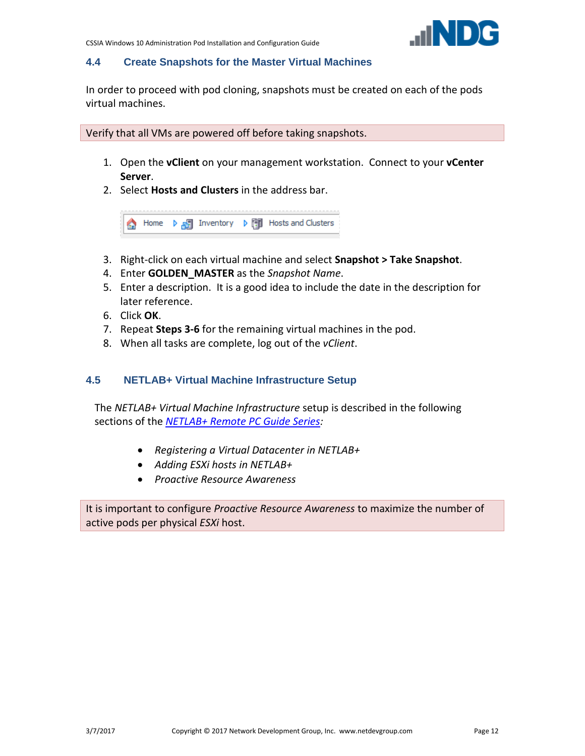## 4.4 Create Snapshots for the Master Virtual Machines

In order to proceed with pod cloning, snapshots must be created on each of the pods virtual machines.

> Verify that all VMs are powered off before taking snapshots.

1. Open the **vClient** on your management workstation. Connect to your **vCenter Server**.
2. Select **Hosts and Clusters** in the address bar.

   Home ▷ Inventory ▷ Hosts and Clusters

3. Right-click on each virtual machine and select **Snapshot > Take Snapshot**.
4. Enter **GOLDEN_MASTER** as the *Snapshot Name*.
5. Enter a description. It is a good idea to include the date in the description for later reference.
6. Click **OK**.
7. Repeat **Steps 3-6** for the remaining virtual machines in the pod.
8. When all tasks are complete, log out of the *vClient*.

## 4.5 NETLAB+ Virtual Machine Infrastructure Setup

The *NETLAB+ Virtual Machine Infrastructure* setup is described in the following sections of the *NETLAB+ Remote PC Guide Series*:

- *Registering a Virtual Datacenter in NETLAB+*
- *Adding ESXi hosts in NETLAB+*
- *Proactive Resource Awareness*

> It is important to configure *Proactive Resource Awareness* to maximize the number of active pods per physical *ESXi* host.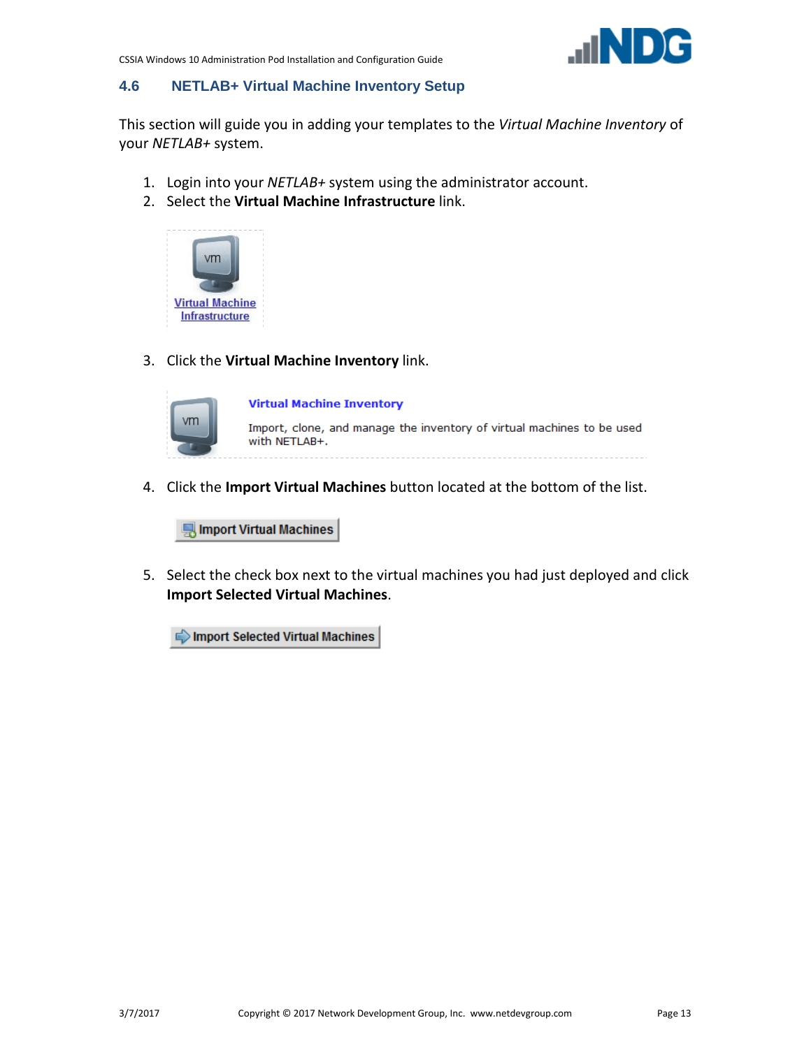## 4.6 NETLAB+ Virtual Machine Inventory Setup

This section will guide you in adding your templates to the *Virtual Machine Inventory* of your *NETLAB+* system.

1. Login into your *NETLAB+* system using the administrator account.
2. Select the **Virtual Machine Infrastructure** link.

   Virtual Machine Infrastructure

3. Click the **Virtual Machine Inventory** link.

   Virtual Machine Inventory

   Import, clone, and manage the inventory of virtual machines to be used with NETLAB+.

4. Click the **Import Virtual Machines** button located at the bottom of the list.

   Import Virtual Machines

5. Select the check box next to the virtual machines you had just deployed and click **Import Selected Virtual Machines**.

   Import Selected Virtual Machines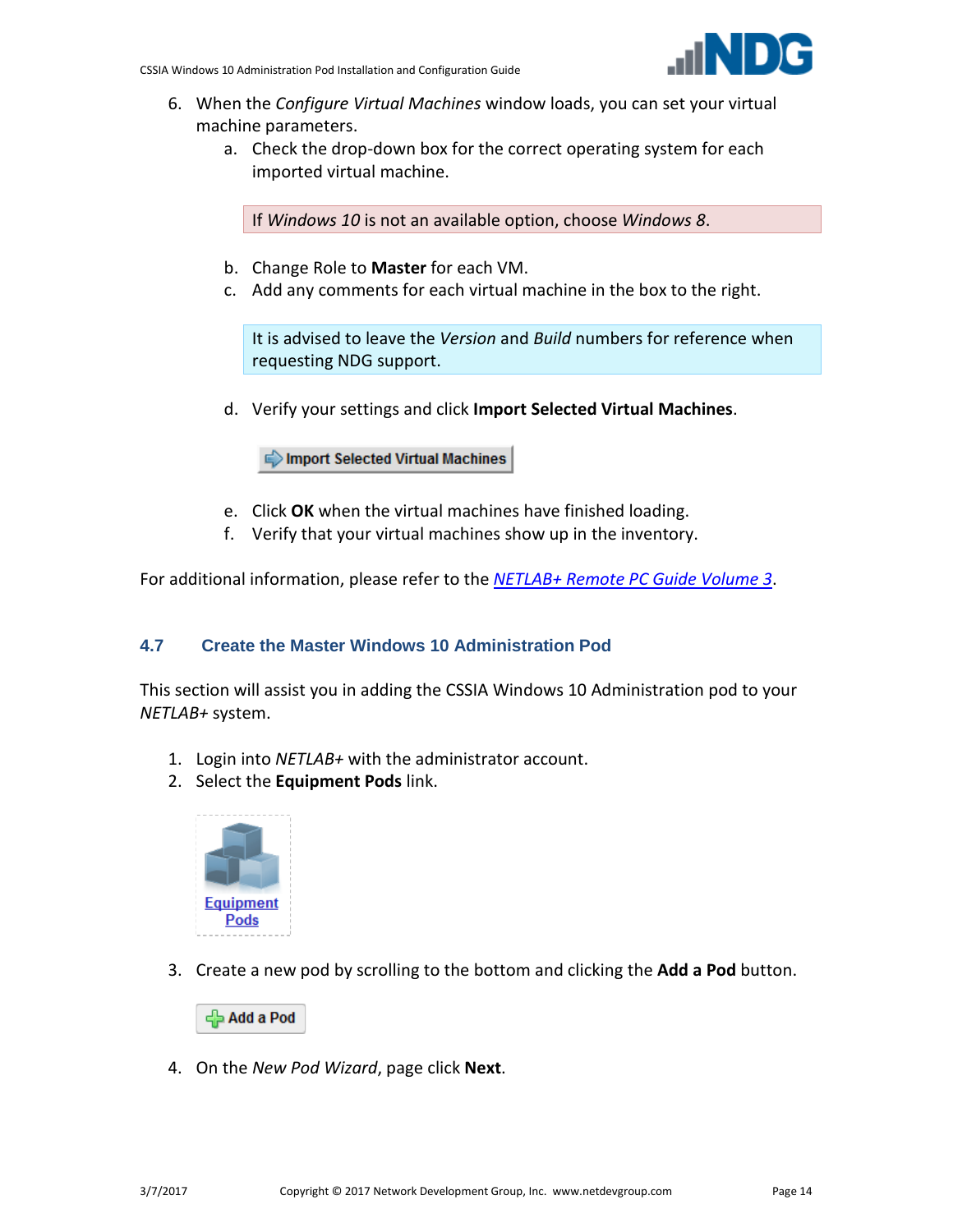6. When the *Configure Virtual Machines* window loads, you can set your virtual machine parameters.
   a. Check the drop-down box for the correct operating system for each imported virtual machine.

      > If *Windows 10* is not an available option, choose *Windows 8*.

   b. Change Role to **Master** for each VM.
   c. Add any comments for each virtual machine in the box to the right.

      > It is advised to leave the *Version* and *Build* numbers for reference when requesting NDG support.

   d. Verify your settings and click **Import Selected Virtual Machines**.
   e. Click **OK** when the virtual machines have finished loading.
   f. Verify that your virtual machines show up in the inventory.

For additional information, please refer to the *NETLAB+ Remote PC Guide Volume 3*.

## 4.7 Create the Master Windows 10 Administration Pod

This section will assist you in adding the CSSIA Windows 10 Administration pod to your *NETLAB+* system.

1. Login into *NETLAB+* with the administrator account.
2. Select the **Equipment Pods** link.
3. Create a new pod by scrolling to the bottom and clicking the **Add a Pod** button.
4. On the *New Pod Wizard*, page click **Next**.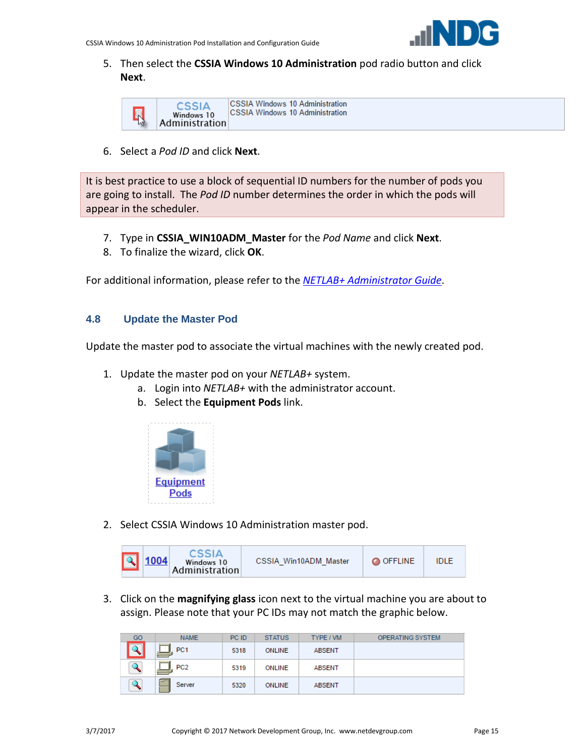5. Then select the **CSSIA Windows 10 Administration** pod radio button and click **Next**.

| | CSSIA Windows 10 Administration | CSSIA Windows 10 Administration<br>CSSIA Windows 10 Administration |
|---|---|---|

6. Select a *Pod ID* and click **Next**.

It is best practice to use a block of sequential ID numbers for the number of pods you are going to install. The *Pod ID* number determines the order in which the pods will appear in the scheduler.

7. Type in **CSSIA_WIN10ADM_Master** for the *Pod Name* and click **Next**.
8. To finalize the wizard, click **OK**.

For additional information, please refer to the *NETLAB+ Administrator Guide*.

## 4.8 Update the Master Pod

Update the master pod to associate the virtual machines with the newly created pod.

1. Update the master pod on your *NETLAB+* system.
   a. Login into *NETLAB+* with the administrator account.
   b. Select the **Equipment Pods** link.

Equipment Pods

2. Select CSSIA Windows 10 Administration master pod.

| | 1004 | CSSIA Windows 10 Administration | CSSIA_Win10ADM_Master | OFFLINE | IDLE |
|---|---|---|---|---|---|

3. Click on the **magnifying glass** icon next to the virtual machine you are about to assign. Please note that your PC IDs may not match the graphic below.

| GO | NAME | PC ID | STATUS | TYPE / VM | OPERATING SYSTEM |
|---|---|---|---|---|---|
| | PC1 | 5318 | ONLINE | ABSENT | |
| | PC2 | 5319 | ONLINE | ABSENT | |
| | Server | 5320 | ONLINE | ABSENT | |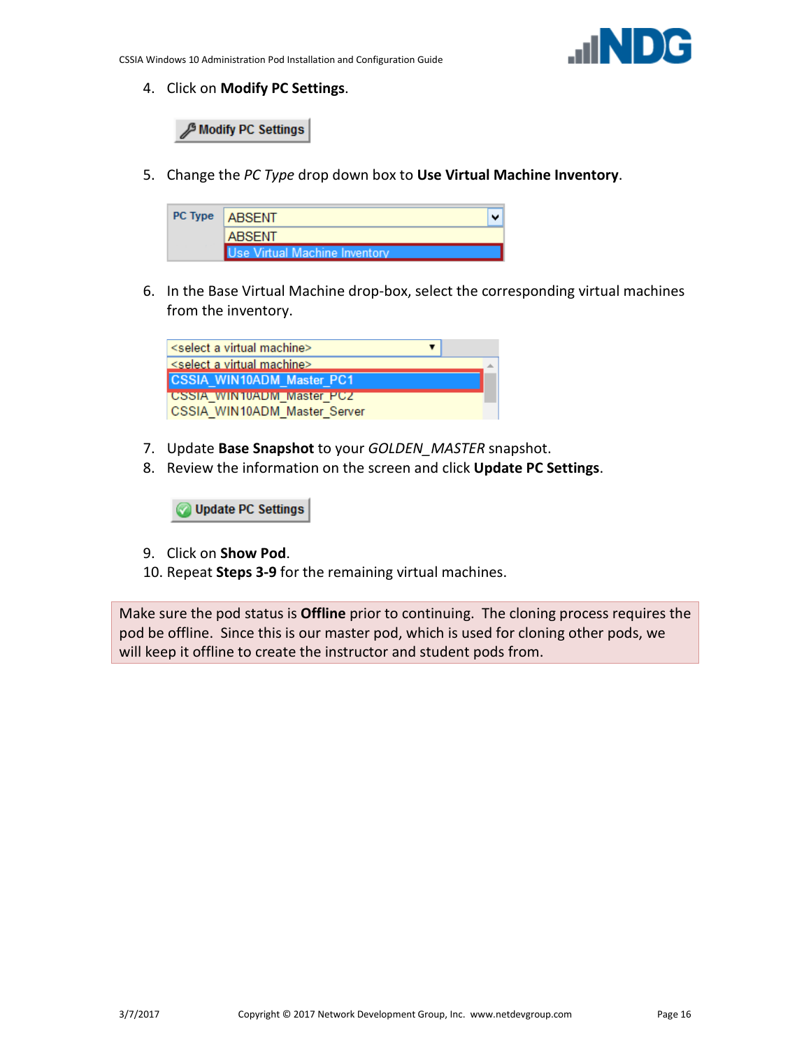4. Click on **Modify PC Settings**.

5. Change the *PC Type* drop down box to **Use Virtual Machine Inventory**.

6. In the Base Virtual Machine drop-box, select the corresponding virtual machines from the inventory.

7. Update **Base Snapshot** to your *GOLDEN_MASTER* snapshot.
8. Review the information on the screen and click **Update PC Settings**.

9. Click on **Show Pod**.
10. Repeat **Steps 3-9** for the remaining virtual machines.

Make sure the pod status is **Offline** prior to continuing. The cloning process requires the pod be offline. Since this is our master pod, which is used for cloning other pods, we will keep it offline to create the instructor and student pods from.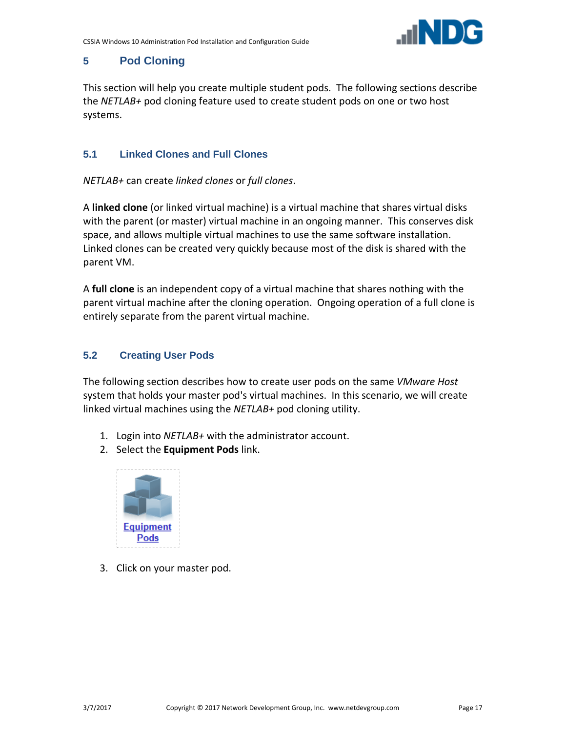# 5 Pod Cloning

This section will help you create multiple student pods. The following sections describe the *NETLAB+* pod cloning feature used to create student pods on one or two host systems.

## 5.1 Linked Clones and Full Clones

*NETLAB+* can create *linked clones* or *full clones*.

A **linked clone** (or linked virtual machine) is a virtual machine that shares virtual disks with the parent (or master) virtual machine in an ongoing manner. This conserves disk space, and allows multiple virtual machines to use the same software installation. Linked clones can be created very quickly because most of the disk is shared with the parent VM.

A **full clone** is an independent copy of a virtual machine that shares nothing with the parent virtual machine after the cloning operation. Ongoing operation of a full clone is entirely separate from the parent virtual machine.

## 5.2 Creating User Pods

The following section describes how to create user pods on the same *VMware Host* system that holds your master pod's virtual machines. In this scenario, we will create linked virtual machines using the *NETLAB+* pod cloning utility.

1. Login into *NETLAB+* with the administrator account.
2. Select the **Equipment Pods** link.

   Equipment Pods

3. Click on your master pod.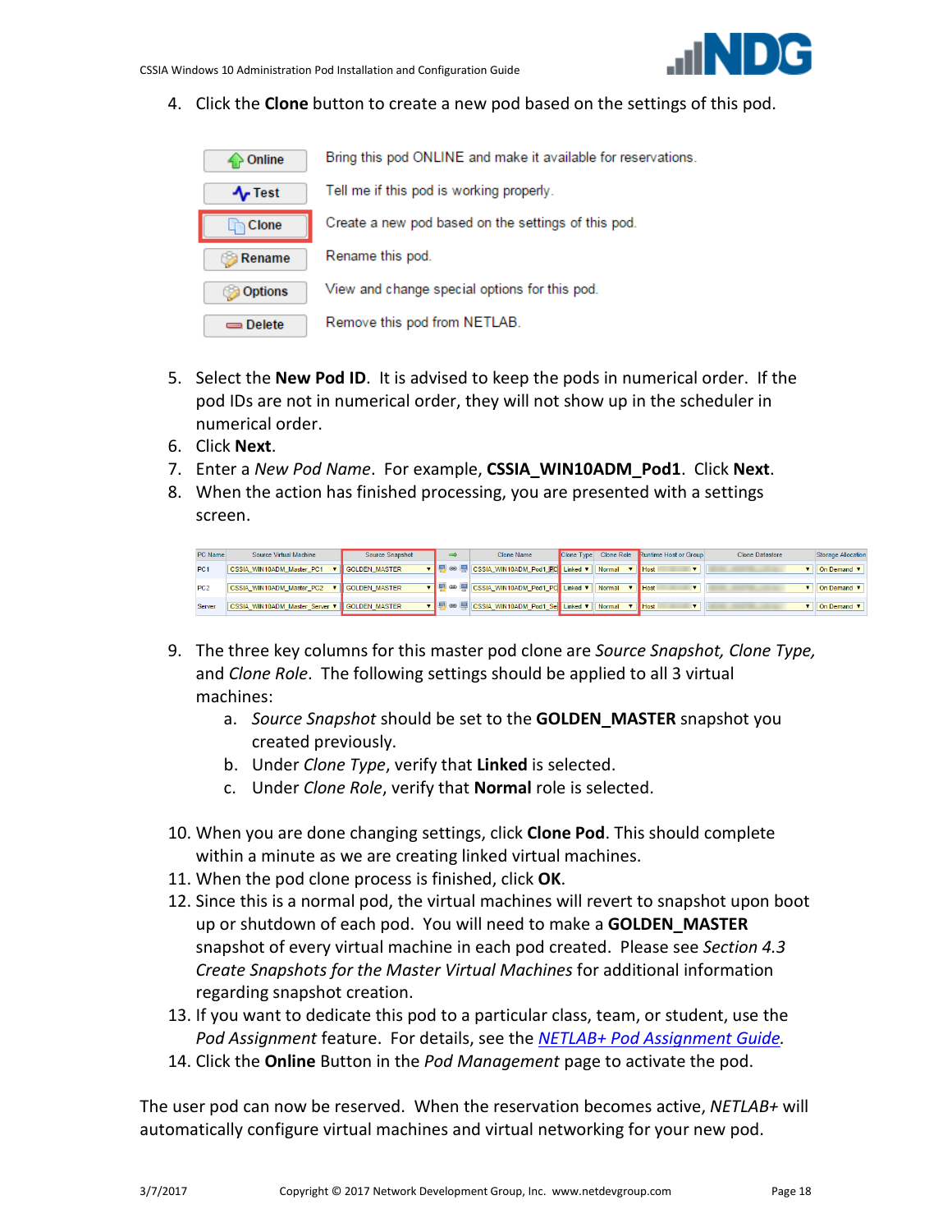4. Click the **Clone** button to create a new pod based on the settings of this pod.

| | |
|---|---|
| Online | Bring this pod ONLINE and make it available for reservations. |
| Test | Tell me if this pod is working properly. |
| Clone | Create a new pod based on the settings of this pod. |
| Rename | Rename this pod. |
| Options | View and change special options for this pod. |
| Delete | Remove this pod from NETLAB. |

5. Select the **New Pod ID**. It is advised to keep the pods in numerical order. If the pod IDs are not in numerical order, they will not show up in the scheduler in numerical order.
6. Click **Next**.
7. Enter a *New Pod Name*. For example, **CSSIA_WIN10ADM_Pod1**. Click **Next**.
8. When the action has finished processing, you are presented with a settings screen.

| PC Name | Source Virtual Machine | Source Snapshot | Clone Name | Clone Type | Clone Role | Runtime Host or Group | Clone Datastore | Storage Allocation |
|---|---|---|---|---|---|---|---|---|
| PC1 | CSSIA_WIN10ADM_Master_PC1 | GOLDEN_MASTER | CSSIA_WIN10ADM_Pod1_PC | Linked | Normal | Host | | On Demand |
| PC2 | CSSIA_WIN10ADM_Master_PC2 | GOLDEN_MASTER | CSSIA_WIN10ADM_Pod1_PC | Linked | Normal | Host | | On Demand |
| Server | CSSIA_WIN10ADM_Master_Server | GOLDEN_MASTER | CSSIA_WIN10ADM_Pod1_Se | Linked | Normal | Host | | On Demand |

9. The three key columns for this master pod clone are *Source Snapshot, Clone Type,* and *Clone Role*. The following settings should be applied to all 3 virtual machines:
   a. *Source Snapshot* should be set to the **GOLDEN_MASTER** snapshot you created previously.
   b. Under *Clone Type*, verify that **Linked** is selected.
   c. Under *Clone Role*, verify that **Normal** role is selected.

10. When you are done changing settings, click **Clone Pod**. This should complete within a minute as we are creating linked virtual machines.
11. When the pod clone process is finished, click **OK**.
12. Since this is a normal pod, the virtual machines will revert to snapshot upon boot up or shutdown of each pod. You will need to make a **GOLDEN_MASTER** snapshot of every virtual machine in each pod created. Please see *Section 4.3 Create Snapshots for the Master Virtual Machines* for additional information regarding snapshot creation.
13. If you want to dedicate this pod to a particular class, team, or student, use the *Pod Assignment* feature. For details, see the [NETLAB+ Pod Assignment Guide](NETLAB+ Pod Assignment Guide).
14. Click the **Online** Button in the *Pod Management* page to activate the pod.

The user pod can now be reserved. When the reservation becomes active, *NETLAB+* will automatically configure virtual machines and virtual networking for your new pod.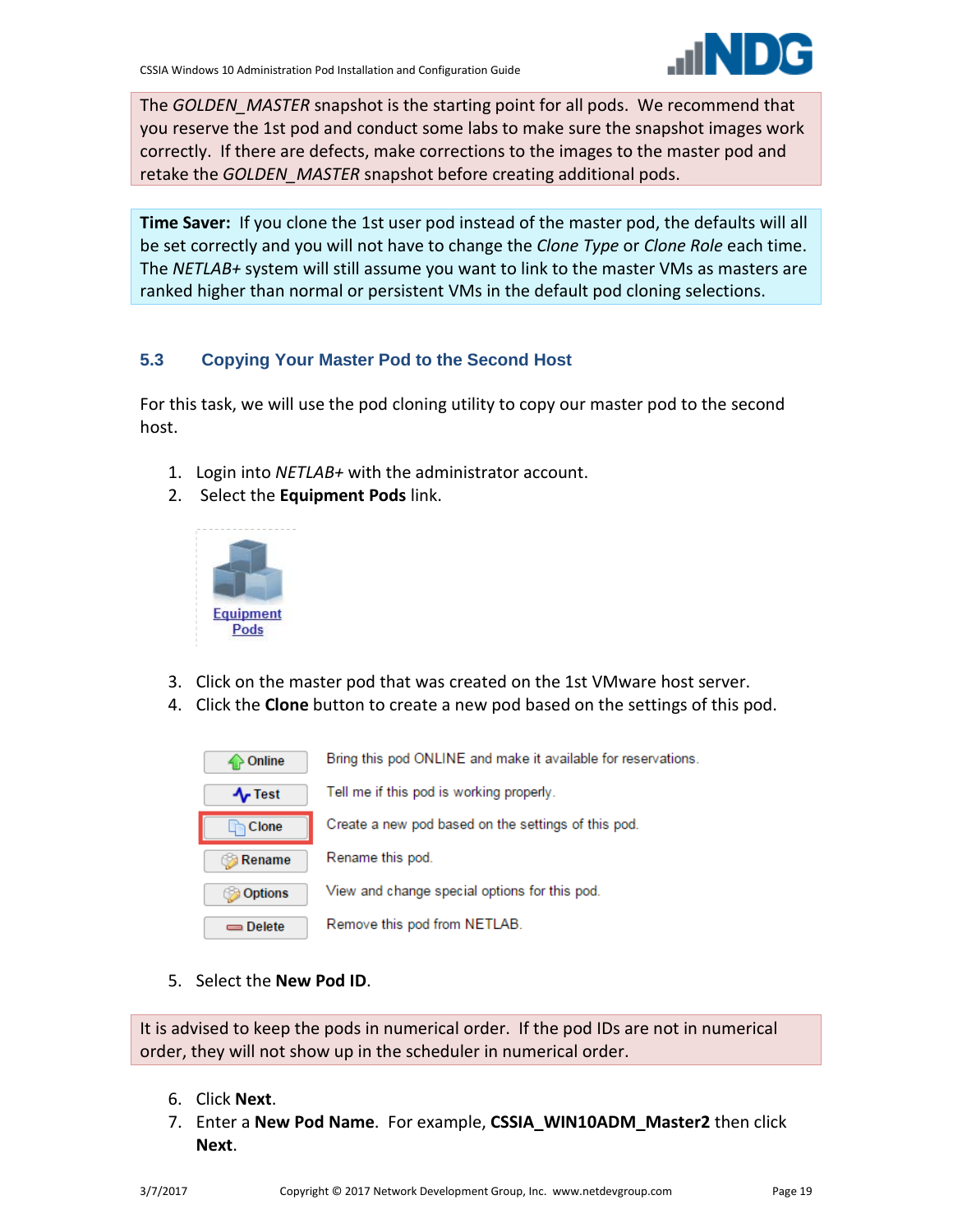The *GOLDEN_MASTER* snapshot is the starting point for all pods. We recommend that you reserve the 1st pod and conduct some labs to make sure the snapshot images work correctly. If there are defects, make corrections to the images to the master pod and retake the *GOLDEN_MASTER* snapshot before creating additional pods.

**Time Saver:** If you clone the 1st user pod instead of the master pod, the defaults will all be set correctly and you will not have to change the *Clone Type* or *Clone Role* each time. The *NETLAB+* system will still assume you want to link to the master VMs as masters are ranked higher than normal or persistent VMs in the default pod cloning selections.

## 5.3 Copying Your Master Pod to the Second Host

For this task, we will use the pod cloning utility to copy our master pod to the second host.

1. Login into *NETLAB+* with the administrator account.
2. Select the **Equipment Pods** link.

Equipment Pods

3. Click on the master pod that was created on the 1st VMware host server.
4. Click the **Clone** button to create a new pod based on the settings of this pod.

| | |
|---|---|
| Online | Bring this pod ONLINE and make it available for reservations. |
| Test | Tell me if this pod is working properly. |
| Clone | Create a new pod based on the settings of this pod. |
| Rename | Rename this pod. |
| Options | View and change special options for this pod. |
| Delete | Remove this pod from NETLAB. |

5. Select the **New Pod ID**.

It is advised to keep the pods in numerical order. If the pod IDs are not in numerical order, they will not show up in the scheduler in numerical order.

6. Click **Next**.
7. Enter a **New Pod Name**. For example, **CSSIA_WIN10ADM_Master2** then click **Next**.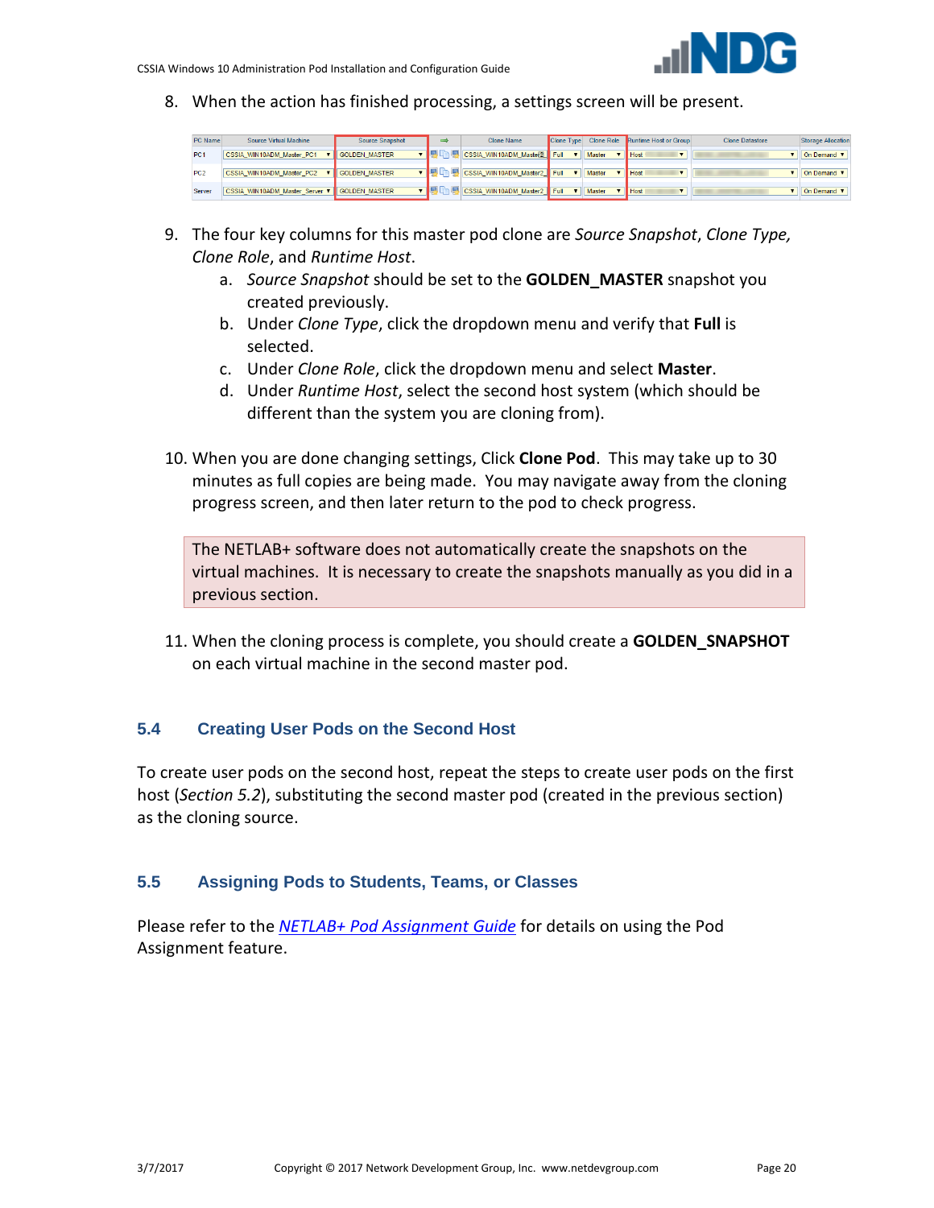8. When the action has finished processing, a settings screen will be present.

| PC Name | Source Virtual Machine | Source Snapshot | ⇒ | Clone Name | Clone Type | Clone Role | Runtime Host or Group | Clone Datastore | Storage Allocation |
|---|---|---|---|---|---|---|---|---|---|
| PC1 | CSSIA_WIN10ADM_Master_PC1 | GOLDEN_MASTER | | CSSIA_WIN10ADM_Master2_ | Full | Master | Host | | On Demand |
| PC2 | CSSIA_WIN10ADM_Master_PC2 | GOLDEN_MASTER | | CSSIA_WIN10ADM_Master2_ | Full | Master | Host | | On Demand |
| Server | CSSIA_WIN10ADM_Master_Server | GOLDEN_MASTER | | CSSIA_WIN10ADM_Master2 | Full | Master | Host | | On Demand |

9. The four key columns for this master pod clone are *Source Snapshot*, *Clone Type, Clone Role*, and *Runtime Host*.
   a. *Source Snapshot* should be set to the **GOLDEN_MASTER** snapshot you created previously.
   b. Under *Clone Type*, click the dropdown menu and verify that **Full** is selected.
   c. Under *Clone Role*, click the dropdown menu and select **Master**.
   d. Under *Runtime Host*, select the second host system (which should be different than the system you are cloning from).

10. When you are done changing settings, Click **Clone Pod**. This may take up to 30 minutes as full copies are being made. You may navigate away from the cloning progress screen, and then later return to the pod to check progress.

> The NETLAB+ software does not automatically create the snapshots on the virtual machines. It is necessary to create the snapshots manually as you did in a previous section.

11. When the cloning process is complete, you should create a **GOLDEN_SNAPSHOT** on each virtual machine in the second master pod.

## 5.4 Creating User Pods on the Second Host

To create user pods on the second host, repeat the steps to create user pods on the first host (*Section 5.2*), substituting the second master pod (created in the previous section) as the cloning source.

## 5.5 Assigning Pods to Students, Teams, or Classes

Please refer to the *NETLAB+ Pod Assignment Guide* for details on using the Pod Assignment feature.